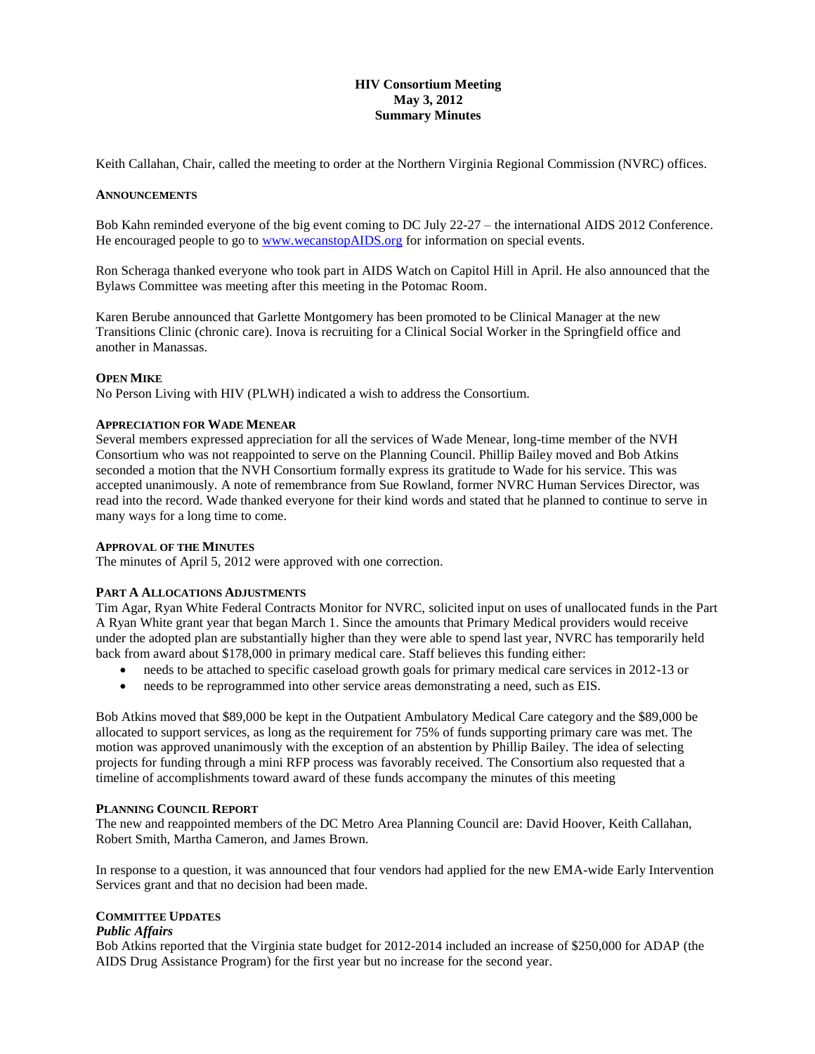# HIV Consortium Meeting
# May 3, 2012
# Summary Minutes

Keith Callahan, Chair, called the meeting to order at the Northern Virginia Regional Commission (NVRC) offices.

## ANNOUNCEMENTS

Bob Kahn reminded everyone of the big event coming to DC July 22-27 – the international AIDS 2012 Conference. He encouraged people to go to www.wecanstopAIDS.org for information on special events.

Ron Scheraga thanked everyone who took part in AIDS Watch on Capitol Hill in April. He also announced that the Bylaws Committee was meeting after this meeting in the Potomac Room.

Karen Berube announced that Garlette Montgomery has been promoted to be Clinical Manager at the new Transitions Clinic (chronic care). Inova is recruiting for a Clinical Social Worker in the Springfield office and another in Manassas.

## OPEN MIKE

No Person Living with HIV (PLWH) indicated a wish to address the Consortium.

## APPRECIATION FOR WADE MENEAR

Several members expressed appreciation for all the services of Wade Menear, long-time member of the NVH Consortium who was not reappointed to serve on the Planning Council. Phillip Bailey moved and Bob Atkins seconded a motion that the NVH Consortium formally express its gratitude to Wade for his service. This was accepted unanimously. A note of remembrance from Sue Rowland, former NVRC Human Services Director, was read into the record. Wade thanked everyone for their kind words and stated that he planned to continue to serve in many ways for a long time to come.

## APPROVAL OF THE MINUTES

The minutes of April 5, 2012 were approved with one correction.

## PART A ALLOCATIONS ADJUSTMENTS

Tim Agar, Ryan White Federal Contracts Monitor for NVRC, solicited input on uses of unallocated funds in the Part A Ryan White grant year that began March 1. Since the amounts that Primary Medical providers would receive under the adopted plan are substantially higher than they were able to spend last year, NVRC has temporarily held back from award about $178,000 in primary medical care. Staff believes this funding either:

- needs to be attached to specific caseload growth goals for primary medical care services in 2012-13 or
- needs to be reprogrammed into other service areas demonstrating a need, such as EIS.

Bob Atkins moved that $89,000 be kept in the Outpatient Ambulatory Medical Care category and the $89,000 be allocated to support services, as long as the requirement for 75% of funds supporting primary care was met. The motion was approved unanimously with the exception of an abstention by Phillip Bailey. The idea of selecting projects for funding through a mini RFP process was favorably received. The Consortium also requested that a timeline of accomplishments toward award of these funds accompany the minutes of this meeting

## PLANNING COUNCIL REPORT

The new and reappointed members of the DC Metro Area Planning Council are: David Hoover, Keith Callahan, Robert Smith, Martha Cameron, and James Brown.

In response to a question, it was announced that four vendors had applied for the new EMA-wide Early Intervention Services grant and that no decision had been made.

## COMMITTEE UPDATES

### *Public Affairs*

Bob Atkins reported that the Virginia state budget for 2012-2014 included an increase of $250,000 for ADAP (the AIDS Drug Assistance Program) for the first year but no increase for the second year.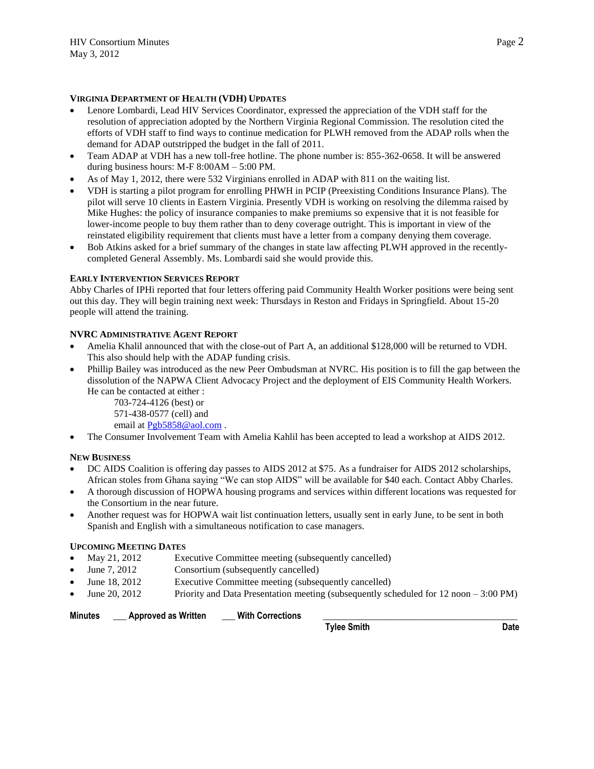### Virginia Department of Health (VDH) Updates

- Lenore Lombardi, Lead HIV Services Coordinator, expressed the appreciation of the VDH staff for the resolution of appreciation adopted by the Northern Virginia Regional Commission. The resolution cited the efforts of VDH staff to find ways to continue medication for PLWH removed from the ADAP rolls when the demand for ADAP outstripped the budget in the fall of 2011.
- Team ADAP at VDH has a new toll-free hotline. The phone number is: 855-362-0658. It will be answered during business hours: M-F 8:00AM – 5:00 PM.
- As of May 1, 2012, there were 532 Virginians enrolled in ADAP with 811 on the waiting list.
- VDH is starting a pilot program for enrolling PHWH in PCIP (Preexisting Conditions Insurance Plans). The pilot will serve 10 clients in Eastern Virginia. Presently VDH is working on resolving the dilemma raised by Mike Hughes: the policy of insurance companies to make premiums so expensive that it is not feasible for lower-income people to buy them rather than to deny coverage outright. This is important in view of the reinstated eligibility requirement that clients must have a letter from a company denying them coverage.
- Bob Atkins asked for a brief summary of the changes in state law affecting PLWH approved in the recently-completed General Assembly. Ms. Lombardi said she would provide this.

### Early Intervention Services Report

Abby Charles of IPHi reported that four letters offering paid Community Health Worker positions were being sent out this day. They will begin training next week: Thursdays in Reston and Fridays in Springfield. About 15-20 people will attend the training.

### NVRC Administrative Agent Report

- Amelia Khalil announced that with the close-out of Part A, an additional $128,000 will be returned to VDH. This also should help with the ADAP funding crisis.
- Phillip Bailey was introduced as the new Peer Ombudsman at NVRC. His position is to fill the gap between the dissolution of the NAPWA Client Advocacy Project and the deployment of EIS Community Health Workers. He can be contacted at either :

  703-724-4126 (best) or
  571-438-0577 (cell) and
  email at Pgb5858@aol.com .
- The Consumer Involvement Team with Amelia Kahlil has been accepted to lead a workshop at AIDS 2012.

### New Business

- DC AIDS Coalition is offering day passes to AIDS 2012 at $75. As a fundraiser for AIDS 2012 scholarships, African stoles from Ghana saying "We can stop AIDS" will be available for $40 each. Contact Abby Charles.
- A thorough discussion of HOPWA housing programs and services within different locations was requested for the Consortium in the near future.
- Another request was for HOPWA wait list continuation letters, usually sent in early June, to be sent in both Spanish and English with a simultaneous notification to case managers.

### Upcoming Meeting Dates

- May 21, 2012 Executive Committee meeting (subsequently cancelled)
- June 7, 2012 Consortium (subsequently cancelled)
- June 18, 2012 Executive Committee meeting (subsequently cancelled)
- June 20, 2012 Priority and Data Presentation meeting (subsequently scheduled for 12 noon – 3:00 PM)

**Minutes** ___ **Approved as Written** ___ **With Corrections** ________________________________________

**Tylee Smith** **Date**